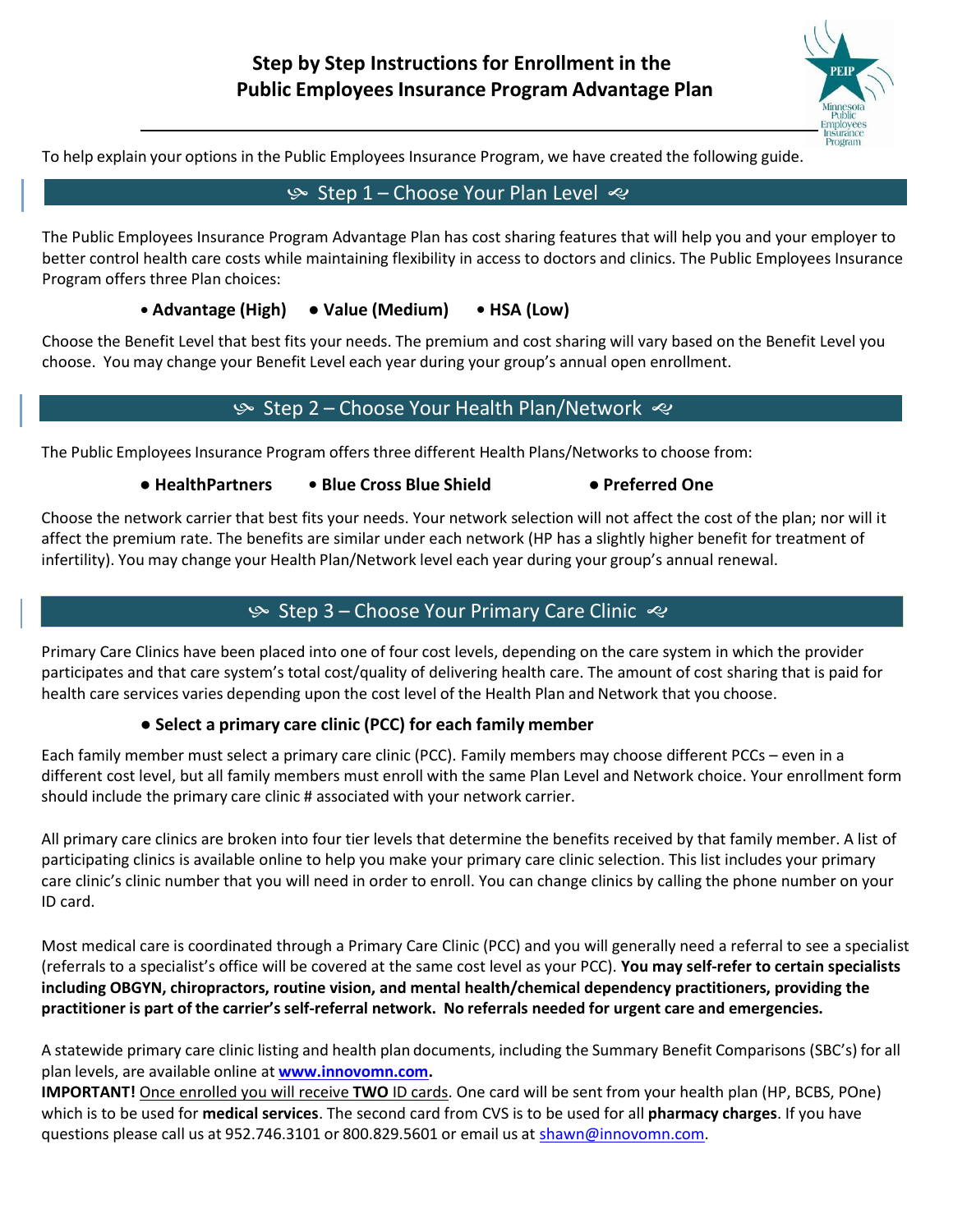# Step by Step Instructions for Enrollment in the Public Employees Insurance Program Advantage Plan

To help explain your options in the Public Employees Insurance Program, we have created the following guide.

## Step 1 – Choose Your Plan Level

The Public Employees Insurance Program Advantage Plan has cost sharing features that will help you and your employer to better control health care costs while maintaining flexibility in access to doctors and clinics. The Public Employees Insurance Program offers three Plan choices:

- **Advantage (High)**
- **Value (Medium)**
- **HSA (Low)**

Choose the Benefit Level that best fits your needs. The premium and cost sharing will vary based on the Benefit Level you choose. You may change your Benefit Level each year during your group's annual open enrollment.

## Step 2 – Choose Your Health Plan/Network

The Public Employees Insurance Program offers three different Health Plans/Networks to choose from:

- **HealthPartners**
- **Blue Cross Blue Shield**
- **Preferred One**

Choose the network carrier that best fits your needs. Your network selection will not affect the cost of the plan; nor will it affect the premium rate. The benefits are similar under each network (HP has a slightly higher benefit for treatment of infertility). You may change your Health Plan/Network level each year during your group's annual renewal.

## Step 3 – Choose Your Primary Care Clinic

Primary Care Clinics have been placed into one of four cost levels, depending on the care system in which the provider participates and that care system's total cost/quality of delivering health care. The amount of cost sharing that is paid for health care services varies depending upon the cost level of the Health Plan and Network that you choose.

- **Select a primary care clinic (PCC) for each family member**

Each family member must select a primary care clinic (PCC). Family members may choose different PCCs – even in a different cost level, but all family members must enroll with the same Plan Level and Network choice. Your enrollment form should include the primary care clinic # associated with your network carrier.

All primary care clinics are broken into four tier levels that determine the benefits received by that family member. A list of participating clinics is available online to help you make your primary care clinic selection. This list includes your primary care clinic's clinic number that you will need in order to enroll. You can change clinics by calling the phone number on your ID card.

Most medical care is coordinated through a Primary Care Clinic (PCC) and you will generally need a referral to see a specialist (referrals to a specialist's office will be covered at the same cost level as your PCC). **You may self-refer to certain specialists including OBGYN, chiropractors, routine vision, and mental health/chemical dependency practitioners, providing the practitioner is part of the carrier's self-referral network. No referrals needed for urgent care and emergencies.**

A statewide primary care clinic listing and health plan documents, including the Summary Benefit Comparisons (SBC's) for all plan levels, are available online at **www.innovomn.com.**

**IMPORTANT!** Once enrolled you will receive **TWO** ID cards. One card will be sent from your health plan (HP, BCBS, POne) which is to be used for **medical services**. The second card from CVS is to be used for all **pharmacy charges**. If you have questions please call us at 952.746.3101 or 800.829.5601 or email us at shawn@innovomn.com.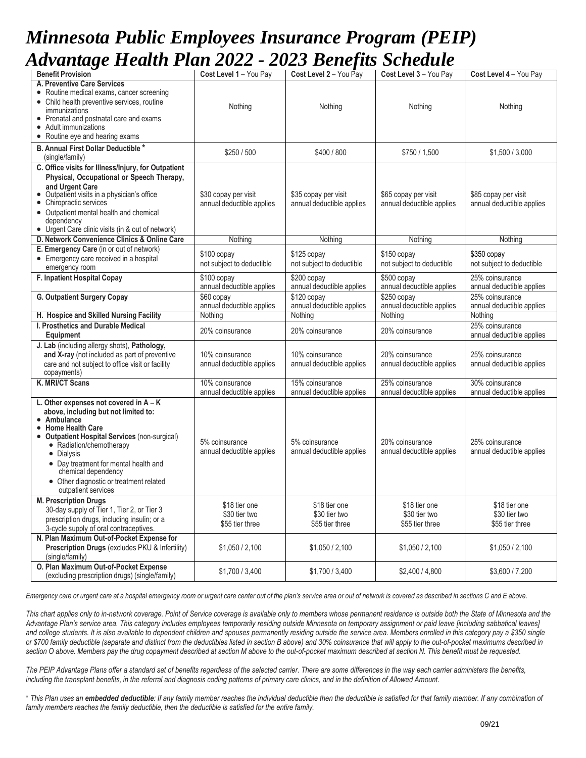# Minnesota Public Employees Insurance Program (PEIP) Advantage Health Plan 2022 - 2023 Benefits Schedule

| Benefit Provision | Cost Level 1 – You Pay | Cost Level 2 – You Pay | Cost Level 3 – You Pay | Cost Level 4 – You Pay |
|---|---|---|---|---|
| **A. Preventive Care Services**<br>• Routine medical exams, cancer screening<br>• Child health preventive services, routine immunizations<br>• Prenatal and postnatal care and exams<br>• Adult immunizations<br>• Routine eye and hearing exams | Nothing | Nothing | Nothing | Nothing |
| **B. Annual First Dollar Deductible** * (single/family) | $250 / 500 | $400 / 800 | $750 / 1,500 | $1,500 / 3,000 |
| **C. Office visits for Illness/Injury, for Outpatient Physical, Occupational or Speech Therapy, and Urgent Care**<br>• Outpatient visits in a physician's office<br>• Chiropractic services<br>• Outpatient mental health and chemical dependency<br>• Urgent Care clinic visits (in & out of network) | $30 copay per visit annual deductible applies | $35 copay per visit annual deductible applies | $65 copay per visit annual deductible applies | $85 copay per visit annual deductible applies |
| **D. Network Convenience Clinics & Online Care** | Nothing | Nothing | Nothing | Nothing |
| **E. Emergency Care** (in or out of network)<br>• Emergency care received in a hospital emergency room | $100 copay not subject to deductible | $125 copay not subject to deductible | $150 copay not subject to deductible | $350 copay not subject to deductible |
| **F. Inpatient Hospital Copay** | $100 copay annual deductible applies | $200 copay annual deductible applies | $500 copay annual deductible applies | 25% coinsurance annual deductible applies |
| **G. Outpatient Surgery Copay** | $60 copay annual deductible applies | $120 copay annual deductible applies | $250 copay annual deductible applies | 25% coinsurance annual deductible applies |
| **H. Hospice and Skilled Nursing Facility** | Nothing | Nothing | Nothing | Nothing |
| **I. Prosthetics and Durable Medical Equipment** | 20% coinsurance | 20% coinsurance | 20% coinsurance | 25% coinsurance annual deductible applies |
| **J. Lab** (including allergy shots), **Pathology, and X-ray** (not included as part of preventive care and not subject to office visit or facility copayments) | 10% coinsurance annual deductible applies | 10% coinsurance annual deductible applies | 20% coinsurance annual deductible applies | 25% coinsurance annual deductible applies |
| **K. MRI/CT Scans** | 10% coinsurance annual deductible applies | 15% coinsurance annual deductible applies | 25% coinsurance annual deductible applies | 30% coinsurance annual deductible applies |
| **L. Other expenses not covered in A – K above, including but not limited to:**<br>• **Ambulance**<br>• **Home Health Care**<br>• **Outpatient Hospital Services** (non-surgical)<br>  • Radiation/chemotherapy<br>  • Dialysis<br>  • Day treatment for mental health and chemical dependency<br>  • Other diagnostic or treatment related outpatient services | 5% coinsurance annual deductible applies | 5% coinsurance annual deductible applies | 20% coinsurance annual deductible applies | 25% coinsurance annual deductible applies |
| **M. Prescription Drugs**<br>30-day supply of Tier 1, Tier 2, or Tier 3 prescription drugs, including insulin; or a 3-cycle supply of oral contraceptives. | $18 tier one<br>$30 tier two<br>$55 tier three | $18 tier one<br>$30 tier two<br>$55 tier three | $18 tier one<br>$30 tier two<br>$55 tier three | $18 tier one<br>$30 tier two<br>$55 tier three |
| **N. Plan Maximum Out-of-Pocket Expense for Prescription Drugs** (excludes PKU & Infertility) (single/family) | $1,050 / 2,100 | $1,050 / 2,100 | $1,050 / 2,100 | $1,050 / 2,100 |
| **O. Plan Maximum Out-of-Pocket Expense** (excluding prescription drugs) (single/family) | $1,700 / 3,400 | $1,700 / 3,400 | $2,400 / 4,800 | $3,600 / 7,200 |

*Emergency care or urgent care at a hospital emergency room or urgent care center out of the plan's service area or out of network is covered as described in sections C and E above.*

*This chart applies only to in-network coverage. Point of Service coverage is available only to members whose permanent residence is outside both the State of Minnesota and the Advantage Plan's service area. This category includes employees temporarily residing outside Minnesota on temporary assignment or paid leave [including sabbatical leaves] and college students. It is also available to dependent children and spouses permanently residing outside the service area. Members enrolled in this category pay a $350 single or $700 family deductible (separate and distinct from the deductibles listed in section B above) and 30% coinsurance that will apply to the out-of-pocket maximums described in section O above. Members pay the drug copayment described at section M above to the out-of-pocket maximum described at section N. This benefit must be requested.*

*The PEIP Advantage Plans offer a standard set of benefits regardless of the selected carrier. There are some differences in the way each carrier administers the benefits, including the transplant benefits, in the referral and diagnosis coding patterns of primary care clinics, and in the definition of Allowed Amount.*

\* *This Plan uses an* ***embedded deductible****: If any family member reaches the individual deductible then the deductible is satisfied for that family member. If any combination of family members reaches the family deductible, then the deductible is satisfied for the entire family.*

09/21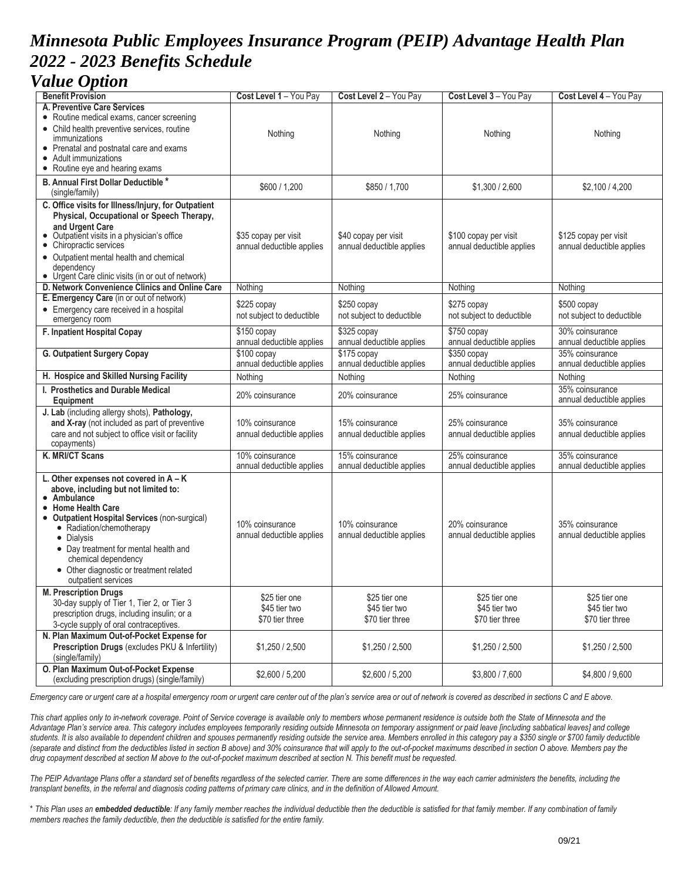# Minnesota Public Employees Insurance Program (PEIP) Advantage Health Plan 2022 - 2023 Benefits Schedule

## Value Option

| Benefit Provision | Cost Level 1 – You Pay | Cost Level 2 – You Pay | Cost Level 3 – You Pay | Cost Level 4 – You Pay |
|---|---|---|---|---|
| **A. Preventive Care Services**<br>• Routine medical exams, cancer screening<br>• Child health preventive services, routine immunizations<br>• Prenatal and postnatal care and exams<br>• Adult immunizations<br>• Routine eye and hearing exams | Nothing | Nothing | Nothing | Nothing |
| **B. Annual First Dollar Deductible** * (single/family) | $600 / 1,200 | $850 / 1,700 | $1,300 / 2,600 | $2,100 / 4,200 |
| **C. Office visits for Illness/Injury, for Outpatient Physical, Occupational or Speech Therapy, and Urgent Care**<br>• Outpatient visits in a physician's office<br>• Chiropractic services<br>• Outpatient mental health and chemical dependency<br>• Urgent Care clinic visits (in or out of network) | $35 copay per visit<br>annual deductible applies | $40 copay per visit<br>annual deductible applies | $100 copay per visit<br>annual deductible applies | $125 copay per visit<br>annual deductible applies |
| **D. Network Convenience Clinics and Online Care** | Nothing | Nothing | Nothing | Nothing |
| **E. Emergency Care** (in or out of network)<br>• Emergency care received in a hospital emergency room | $225 copay<br>not subject to deductible | $250 copay<br>not subject to deductible | $275 copay<br>not subject to deductible | $500 copay<br>not subject to deductible |
| **F. Inpatient Hospital Copay** | $150 copay<br>annual deductible applies | $325 copay<br>annual deductible applies | $750 copay<br>annual deductible applies | 30% coinsurance<br>annual deductible applies |
| **G. Outpatient Surgery Copay** | $100 copay<br>annual deductible applies | $175 copay<br>annual deductible applies | $350 copay<br>annual deductible applies | 35% coinsurance<br>annual deductible applies |
| **H. Hospice and Skilled Nursing Facility** | Nothing | Nothing | Nothing | Nothing |
| **I. Prosthetics and Durable Medical Equipment** | 20% coinsurance | 20% coinsurance | 25% coinsurance | 35% coinsurance<br>annual deductible applies |
| **J. Lab** (including allergy shots), **Pathology, and X-ray** (not included as part of preventive care and not subject to office visit or facility copayments) | 10% coinsurance<br>annual deductible applies | 15% coinsurance<br>annual deductible applies | 25% coinsurance<br>annual deductible applies | 35% coinsurance<br>annual deductible applies |
| **K. MRI/CT Scans** | 10% coinsurance<br>annual deductible applies | 15% coinsurance<br>annual deductible applies | 25% coinsurance<br>annual deductible applies | 35% coinsurance<br>annual deductible applies |
| **L. Other expenses not covered in A – K above, including but not limited to:**<br>• **Ambulance**<br>• **Home Health Care**<br>• **Outpatient Hospital Services** (non-surgical)<br>  • Radiation/chemotherapy<br>  • Dialysis<br>  • Day treatment for mental health and chemical dependency<br>  • Other diagnostic or treatment related outpatient services | 10% coinsurance<br>annual deductible applies | 10% coinsurance<br>annual deductible applies | 20% coinsurance<br>annual deductible applies | 35% coinsurance<br>annual deductible applies |
| **M. Prescription Drugs**<br>30-day supply of Tier 1, Tier 2, or Tier 3 prescription drugs, including insulin; or a 3-cycle supply of oral contraceptives. | $25 tier one<br>$45 tier two<br>$70 tier three | $25 tier one<br>$45 tier two<br>$70 tier three | $25 tier one<br>$45 tier two<br>$70 tier three | $25 tier one<br>$45 tier two<br>$70 tier three |
| **N. Plan Maximum Out-of-Pocket Expense for Prescription Drugs** (excludes PKU & Infertility) (single/family) | $1,250 / 2,500 | $1,250 / 2,500 | $1,250 / 2,500 | $1,250 / 2,500 |
| **O. Plan Maximum Out-of-Pocket Expense** (excluding prescription drugs) (single/family) | $2,600 / 5,200 | $2,600 / 5,200 | $3,800 / 7,600 | $4,800 / 9,600 |

*Emergency care or urgent care at a hospital emergency room or urgent care center out of the plan's service area or out of network is covered as described in sections C and E above.*

*This chart applies only to in-network coverage. Point of Service coverage is available only to members whose permanent residence is outside both the State of Minnesota and the Advantage Plan's service area. This category includes employees temporarily residing outside Minnesota on temporary assignment or paid leave [including sabbatical leaves] and college students. It is also available to dependent children and spouses permanently residing outside the service area. Members enrolled in this category pay a $350 single or $700 family deductible (separate and distinct from the deductibles listed in section B above) and 30% coinsurance that will apply to the out-of-pocket maximums described in section O above. Members pay the drug copayment described at section M above to the out-of-pocket maximum described at section N. This benefit must be requested.*

*The PEIP Advantage Plans offer a standard set of benefits regardless of the selected carrier. There are some differences in the way each carrier administers the benefits, including the transplant benefits, in the referral and diagnosis coding patterns of primary care clinics, and in the definition of Allowed Amount.*

\* *This Plan uses an* ***embedded deductible****: If any family member reaches the individual deductible then the deductible is satisfied for that family member. If any combination of family members reaches the family deductible, then the deductible is satisfied for the entire family.*

09/21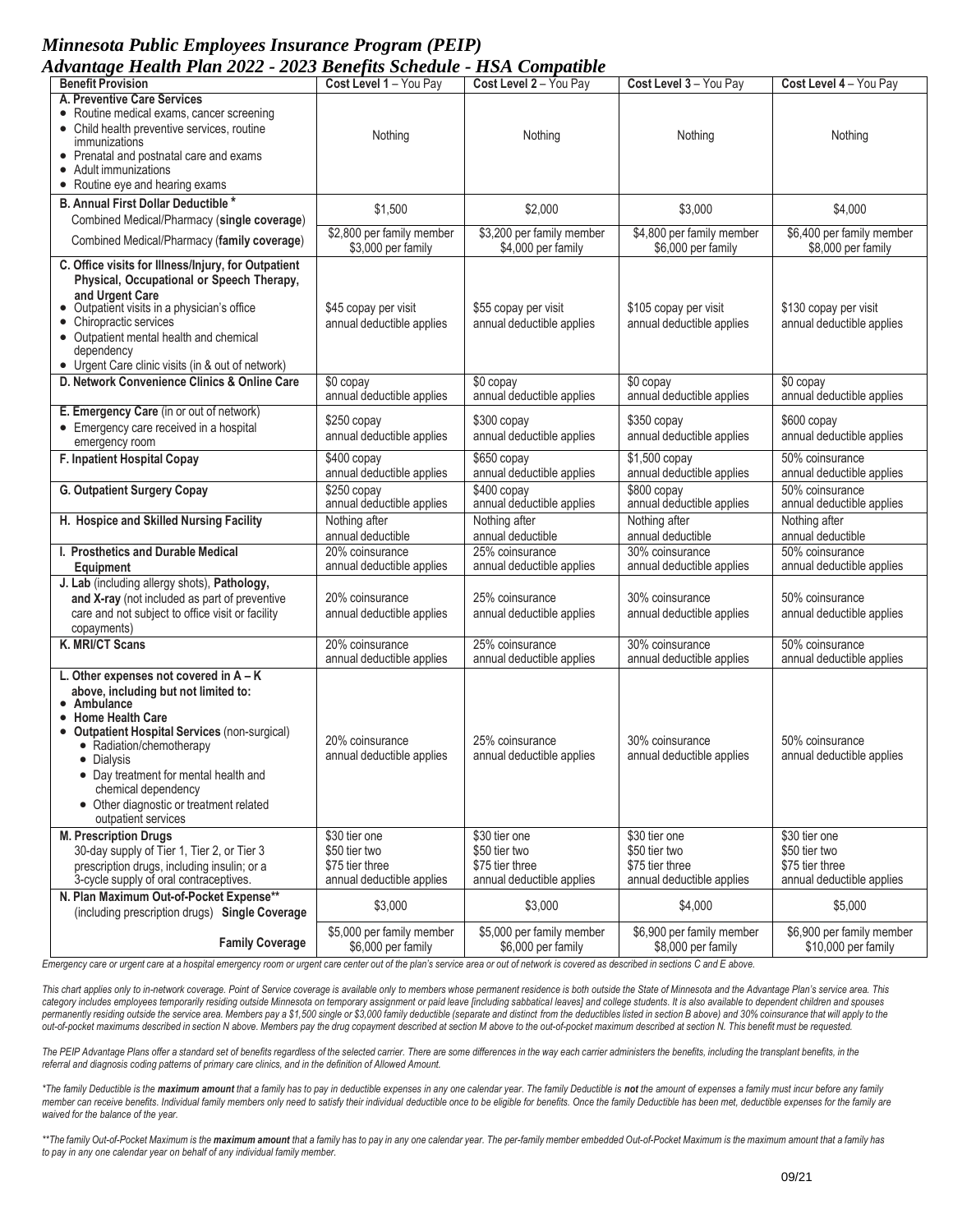# *Minnesota Public Employees Insurance Program (PEIP)*
## *Advantage Health Plan 2022 - 2023 Benefits Schedule - HSA Compatible*

| Benefit Provision | Cost Level 1 – You Pay | Cost Level 2 – You Pay | Cost Level 3 – You Pay | Cost Level 4 – You Pay |
|---|---|---|---|---|
| **A. Preventive Care Services**<br>• Routine medical exams, cancer screening<br>• Child health preventive services, routine immunizations<br>• Prenatal and postnatal care and exams<br>• Adult immunizations<br>• Routine eye and hearing exams | Nothing | Nothing | Nothing | Nothing |
| **B. Annual First Dollar Deductible \***<br>Combined Medical/Pharmacy (**single coverage**) | $1,500 | $2,000 | $3,000 | $4,000 |
| Combined Medical/Pharmacy (**family coverage**) | $2,800 per family member<br>$3,000 per family | $3,200 per family member<br>$4,000 per family | $4,800 per family member<br>$6,000 per family | $6,400 per family member<br>$8,000 per family |
| **C. Office visits for Illness/Injury, for Outpatient Physical, Occupational or Speech Therapy, and Urgent Care**<br>• Outpatient visits in a physician's office<br>• Chiropractic services<br>• Outpatient mental health and chemical dependency<br>• Urgent Care clinic visits (in & out of network) | $45 copay per visit<br>annual deductible applies | $55 copay per visit<br>annual deductible applies | $105 copay per visit<br>annual deductible applies | $130 copay per visit<br>annual deductible applies |
| **D. Network Convenience Clinics & Online Care** | $0 copay<br>annual deductible applies | $0 copay<br>annual deductible applies | $0 copay<br>annual deductible applies | $0 copay<br>annual deductible applies |
| **E. Emergency Care** (in or out of network)<br>• Emergency care received in a hospital emergency room | $250 copay<br>annual deductible applies | $300 copay<br>annual deductible applies | $350 copay<br>annual deductible applies | $600 copay<br>annual deductible applies |
| **F. Inpatient Hospital Copay** | $400 copay<br>annual deductible applies | $650 copay<br>annual deductible applies | $1,500 copay<br>annual deductible applies | 50% coinsurance<br>annual deductible applies |
| **G. Outpatient Surgery Copay** | $250 copay<br>annual deductible applies | $400 copay<br>annual deductible applies | $800 copay<br>annual deductible applies | 50% coinsurance<br>annual deductible applies |
| **H. Hospice and Skilled Nursing Facility** | Nothing after<br>annual deductible | Nothing after<br>annual deductible | Nothing after<br>annual deductible | Nothing after<br>annual deductible |
| **I. Prosthetics and Durable Medical Equipment** | 20% coinsurance<br>annual deductible applies | 25% coinsurance<br>annual deductible applies | 30% coinsurance<br>annual deductible applies | 50% coinsurance<br>annual deductible applies |
| **J. Lab** (including allergy shots), **Pathology, and X-ray** (not included as part of preventive care and not subject to office visit or facility copayments) | 20% coinsurance<br>annual deductible applies | 25% coinsurance<br>annual deductible applies | 30% coinsurance<br>annual deductible applies | 50% coinsurance<br>annual deductible applies |
| **K. MRI/CT Scans** | 20% coinsurance<br>annual deductible applies | 25% coinsurance<br>annual deductible applies | 30% coinsurance<br>annual deductible applies | 50% coinsurance<br>annual deductible applies |
| **L. Other expenses not covered in A – K above, including but not limited to:**<br>• **Ambulance**<br>• **Home Health Care**<br>• **Outpatient Hospital Services** (non-surgical)<br>  • Radiation/chemotherapy<br>  • Dialysis<br>  • Day treatment for mental health and chemical dependency<br>  • Other diagnostic or treatment related outpatient services | 20% coinsurance<br>annual deductible applies | 25% coinsurance<br>annual deductible applies | 30% coinsurance<br>annual deductible applies | 50% coinsurance<br>annual deductible applies |
| **M. Prescription Drugs**<br>30-day supply of Tier 1, Tier 2, or Tier 3 prescription drugs, including insulin; or a 3-cycle supply of oral contraceptives. | $30 tier one<br>$50 tier two<br>$75 tier three<br>annual deductible applies | $30 tier one<br>$50 tier two<br>$75 tier three<br>annual deductible applies | $30 tier one<br>$50 tier two<br>$75 tier three<br>annual deductible applies | $30 tier one<br>$50 tier two<br>$75 tier three<br>annual deductible applies |
| **N. Plan Maximum Out-of-Pocket Expense\*\*** (including prescription drugs) **Single Coverage** | $3,000 | $3,000 | $4,000 | $5,000 |
| **Family Coverage** | $5,000 per family member<br>$6,000 per family | $5,000 per family member<br>$6,000 per family | $6,900 per family member<br>$8,000 per family | $6,900 per family member<br>$10,000 per family |

*Emergency care or urgent care at a hospital emergency room or urgent care center out of the plan's service area or out of network is covered as described in sections C and E above.*

*This chart applies only to in-network coverage. Point of Service coverage is available only to members whose permanent residence is both outside the State of Minnesota and the Advantage Plan's service area. This category includes employees temporarily residing outside Minnesota on temporary assignment or paid leave [including sabbatical leaves] and college students. It is also available to dependent children and spouses permanently residing outside the service area. Members pay a $1,500 single or $3,000 family deductible (separate and distinct from the deductibles listed in section B above) and 30% coinsurance that will apply to the out-of-pocket maximums described in section N above. Members pay the drug copayment described at section M above to the out-of-pocket maximum described at section N. This benefit must be requested.*

*The PEIP Advantage Plans offer a standard set of benefits regardless of the selected carrier. There are some differences in the way each carrier administers the benefits, including the transplant benefits, in the referral and diagnosis coding patterns of primary care clinics, and in the definition of Allowed Amount.*

*\*The family Deductible is the **maximum amount** that a family has to pay in deductible expenses in any one calendar year. The family Deductible is **not** the amount of expenses a family must incur before any family member can receive benefits. Individual family members only need to satisfy their individual deductible once to be eligible for benefits. Once the family Deductible has been met, deductible expenses for the family are waived for the balance of the year.*

*\*\*The family Out-of-Pocket Maximum is the **maximum amount** that a family has to pay in any one calendar year. The per-family member embedded Out-of-Pocket Maximum is the maximum amount that a family has to pay in any one calendar year on behalf of any individual family member.*

09/21